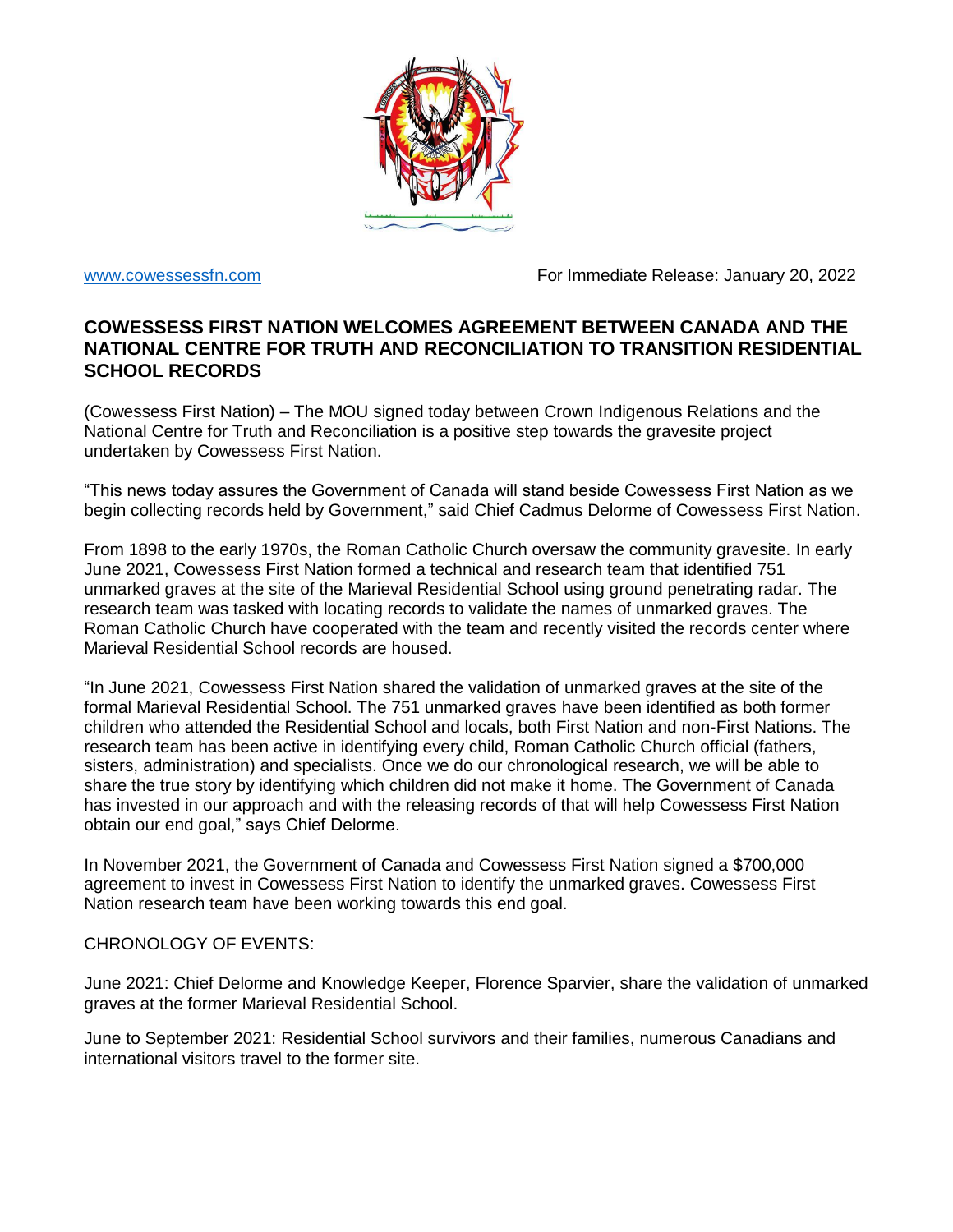www.cowessessfn.com For Immediate Release: January 20, 2022

# COWESSESS FIRST NATION WELCOMES AGREEMENT BETWEEN CANADA AND THE NATIONAL CENTRE FOR TRUTH AND RECONCILIATION TO TRANSITION RESIDENTIAL SCHOOL RECORDS

(Cowessess First Nation) – The MOU signed today between Crown Indigenous Relations and the National Centre for Truth and Reconciliation is a positive step towards the gravesite project undertaken by Cowessess First Nation.

"This news today assures the Government of Canada will stand beside Cowessess First Nation as we begin collecting records held by Government," said Chief Cadmus Delorme of Cowessess First Nation.

From 1898 to the early 1970s, the Roman Catholic Church oversaw the community gravesite. In early June 2021, Cowessess First Nation formed a technical and research team that identified 751 unmarked graves at the site of the Marieval Residential School using ground penetrating radar. The research team was tasked with locating records to validate the names of unmarked graves. The Roman Catholic Church have cooperated with the team and recently visited the records center where Marieval Residential School records are housed.

"In June 2021, Cowessess First Nation shared the validation of unmarked graves at the site of the formal Marieval Residential School. The 751 unmarked graves have been identified as both former children who attended the Residential School and locals, both First Nation and non-First Nations. The research team has been active in identifying every child, Roman Catholic Church official (fathers, sisters, administration) and specialists. Once we do our chronological research, we will be able to share the true story by identifying which children did not make it home. The Government of Canada has invested in our approach and with the releasing records of that will help Cowessess First Nation obtain our end goal," says Chief Delorme.

In November 2021, the Government of Canada and Cowessess First Nation signed a $700,000 agreement to invest in Cowessess First Nation to identify the unmarked graves. Cowessess First Nation research team have been working towards this end goal.

CHRONOLOGY OF EVENTS:

June 2021: Chief Delorme and Knowledge Keeper, Florence Sparvier, share the validation of unmarked graves at the former Marieval Residential School.

June to September 2021: Residential School survivors and their families, numerous Canadians and international visitors travel to the former site.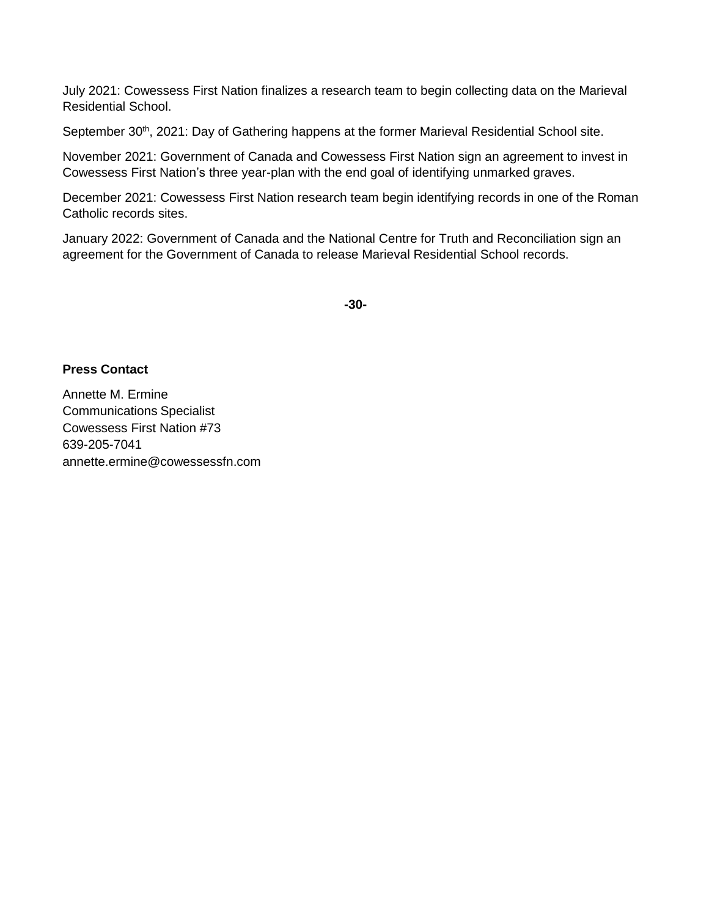July 2021: Cowessess First Nation finalizes a research team to begin collecting data on the Marieval Residential School.

September 30th, 2021: Day of Gathering happens at the former Marieval Residential School site.

November 2021: Government of Canada and Cowessess First Nation sign an agreement to invest in Cowessess First Nation's three year-plan with the end goal of identifying unmarked graves.

December 2021: Cowessess First Nation research team begin identifying records in one of the Roman Catholic records sites.

January 2022: Government of Canada and the National Centre for Truth and Reconciliation sign an agreement for the Government of Canada to release Marieval Residential School records.

**-30-**

**Press Contact**

Annette M. Ermine
Communications Specialist
Cowessess First Nation #73
639-205-7041
annette.ermine@cowessessfn.com